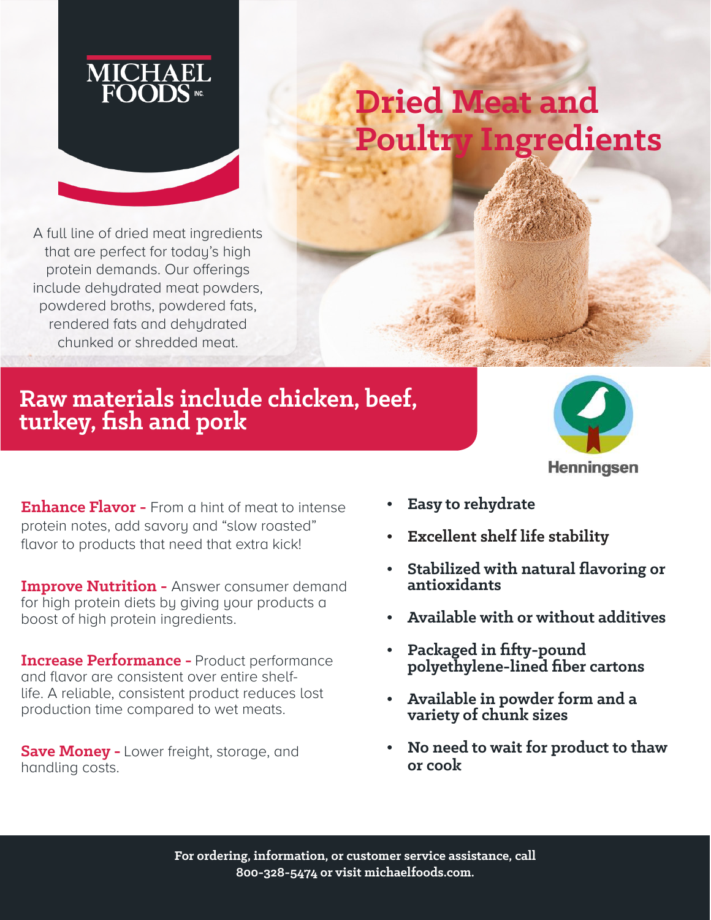MICHAEL FOODS INC.

# Dried Meat and Poultry Ingredients

A full line of dried meat ingredients that are perfect for today's high protein demands. Our offerings include dehydrated meat powders, powdered broths, powdered fats, rendered fats and dehydrated chunked or shredded meat.

## Raw materials include chicken, beef, turkey, fish and pork

Henningsen

**Enhance Flavor -** From a hint of meat to intense protein notes, add savory and "slow roasted" flavor to products that need that extra kick!

**Improve Nutrition -** Answer consumer demand for high protein diets by giving your products a boost of high protein ingredients.

**Increase Performance -** Product performance and flavor are consistent over entire shelf-life. A reliable, consistent product reduces lost production time compared to wet meats.

**Save Money -** Lower freight, storage, and handling costs.

- **Easy to rehydrate**
- **Excellent shelf life stability**
- **Stabilized with natural flavoring or antioxidants**
- **Available with or without additives**
- **Packaged in fifty-pound polyethylene-lined fiber cartons**
- **Available in powder form and a variety of chunk sizes**
- **No need to wait for product to thaw or cook**

**For ordering, information, or customer service assistance, call 800-328-5474 or visit michaelfoods.com.**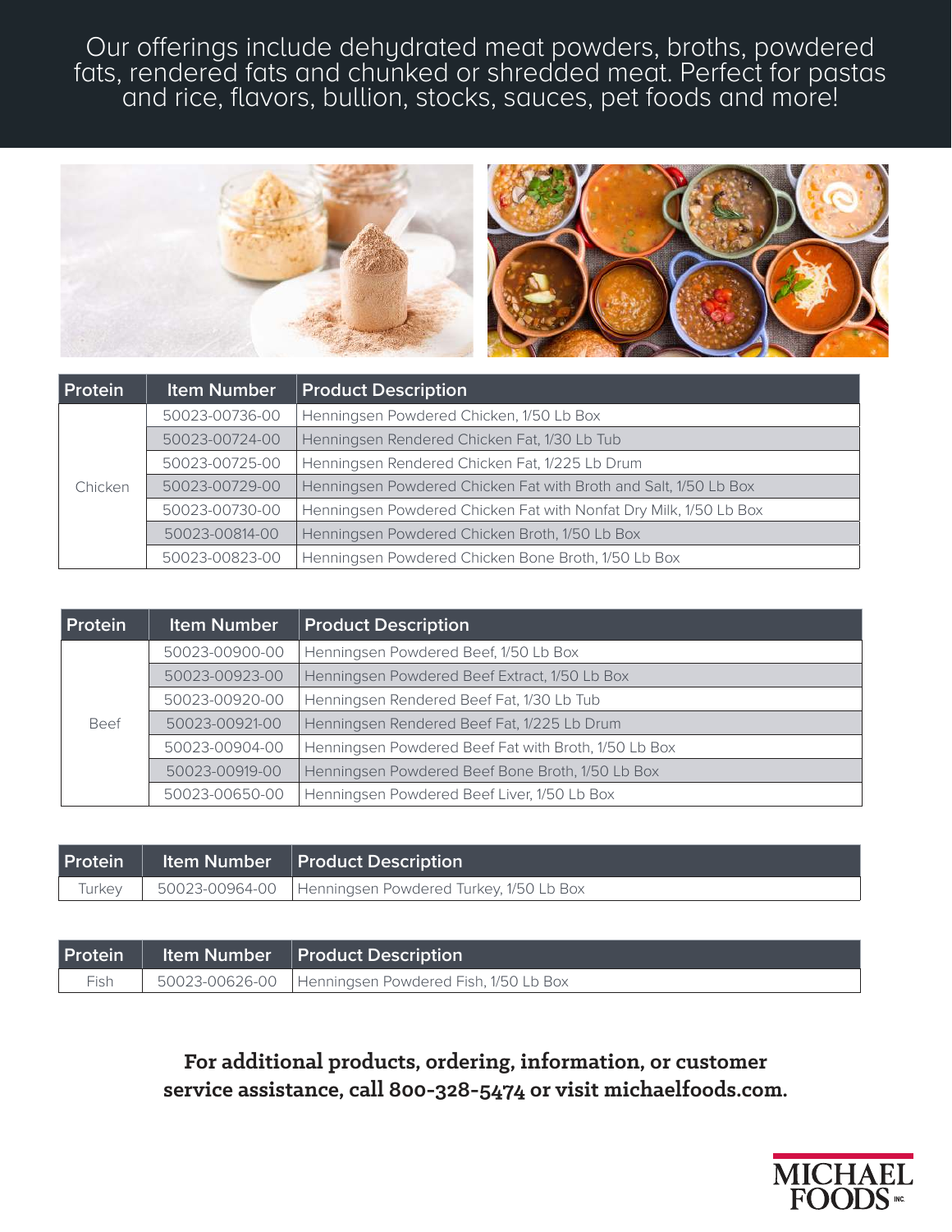Our offerings include dehydrated meat powders, broths, powdered fats, rendered fats and chunked or shredded meat. Perfect for pastas and rice, flavors, bullion, stocks, sauces, pet foods and more!

| Protein | Item Number | Product Description |
| --- | --- | --- |
| Chicken | 50023-00736-00 | Henningsen Powdered Chicken, 1/50 Lb Box |
| | 50023-00724-00 | Henningsen Rendered Chicken Fat, 1/30 Lb Tub |
| | 50023-00725-00 | Henningsen Rendered Chicken Fat, 1/225 Lb Drum |
| | 50023-00729-00 | Henningsen Powdered Chicken Fat with Broth and Salt, 1/50 Lb Box |
| | 50023-00730-00 | Henningsen Powdered Chicken Fat with Nonfat Dry Milk, 1/50 Lb Box |
| | 50023-00814-00 | Henningsen Powdered Chicken Broth, 1/50 Lb Box |
| | 50023-00823-00 | Henningsen Powdered Chicken Bone Broth, 1/50 Lb Box |

| Protein | Item Number | Product Description |
| --- | --- | --- |
| Beef | 50023-00900-00 | Henningsen Powdered Beef, 1/50 Lb Box |
| | 50023-00923-00 | Henningsen Powdered Beef Extract, 1/50 Lb Box |
| | 50023-00920-00 | Henningsen Rendered Beef Fat, 1/30 Lb Tub |
| | 50023-00921-00 | Henningsen Rendered Beef Fat, 1/225 Lb Drum |
| | 50023-00904-00 | Henningsen Powdered Beef Fat with Broth, 1/50 Lb Box |
| | 50023-00919-00 | Henningsen Powdered Beef Bone Broth, 1/50 Lb Box |
| | 50023-00650-00 | Henningsen Powdered Beef Liver, 1/50 Lb Box |

| Protein | Item Number | Product Description |
| --- | --- | --- |
| Turkey | 50023-00964-00 | Henningsen Powdered Turkey, 1/50 Lb Box |

| Protein | Item Number | Product Description |
| --- | --- | --- |
| Fish | 50023-00626-00 | Henningsen Powdered Fish, 1/50 Lb Box |

**For additional products, ordering, information, or customer service assistance, call 800-328-5474 or visit michaelfoods.com.**

MICHAEL FOODS INC.